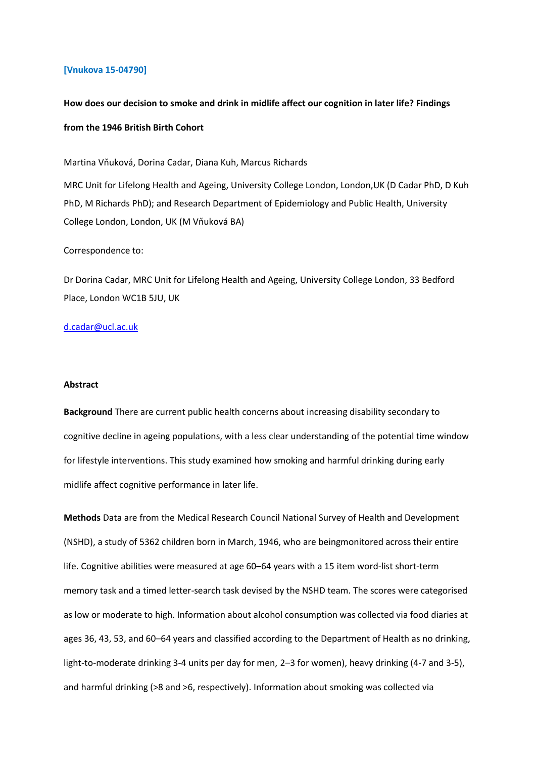[Vnukova 15-04790]

**How does our decision to smoke and drink in midlife affect our cognition in later life? Findings from the 1946 British Birth Cohort**

Martina Vňuková, Dorina Cadar, Diana Kuh, Marcus Richards

MRC Unit for Lifelong Health and Ageing, University College London, London,UK (D Cadar PhD, D Kuh PhD, M Richards PhD); and Research Department of Epidemiology and Public Health, University College London, London, UK (M Vňuková BA)

Correspondence to:

Dr Dorina Cadar, MRC Unit for Lifelong Health and Ageing, University College London, 33 Bedford Place, London WC1B 5JU, UK

d.cadar@ucl.ac.uk

**Abstract**

**Background** There are current public health concerns about increasing disability secondary to cognitive decline in ageing populations, with a less clear understanding of the potential time window for lifestyle interventions. This study examined how smoking and harmful drinking during early midlife affect cognitive performance in later life.

**Methods** Data are from the Medical Research Council National Survey of Health and Development (NSHD), a study of 5362 children born in March, 1946, who are beingmonitored across their entire life. Cognitive abilities were measured at age 60–64 years with a 15 item word-list short-term memory task and a timed letter-search task devised by the NSHD team. The scores were categorised as low or moderate to high. Information about alcohol consumption was collected via food diaries at ages 36, 43, 53, and 60–64 years and classified according to the Department of Health as no drinking, light-to-moderate drinking 3-4 units per day for men, 2–3 for women), heavy drinking (4-7 and 3-5), and harmful drinking (>8 and >6, respectively). Information about smoking was collected via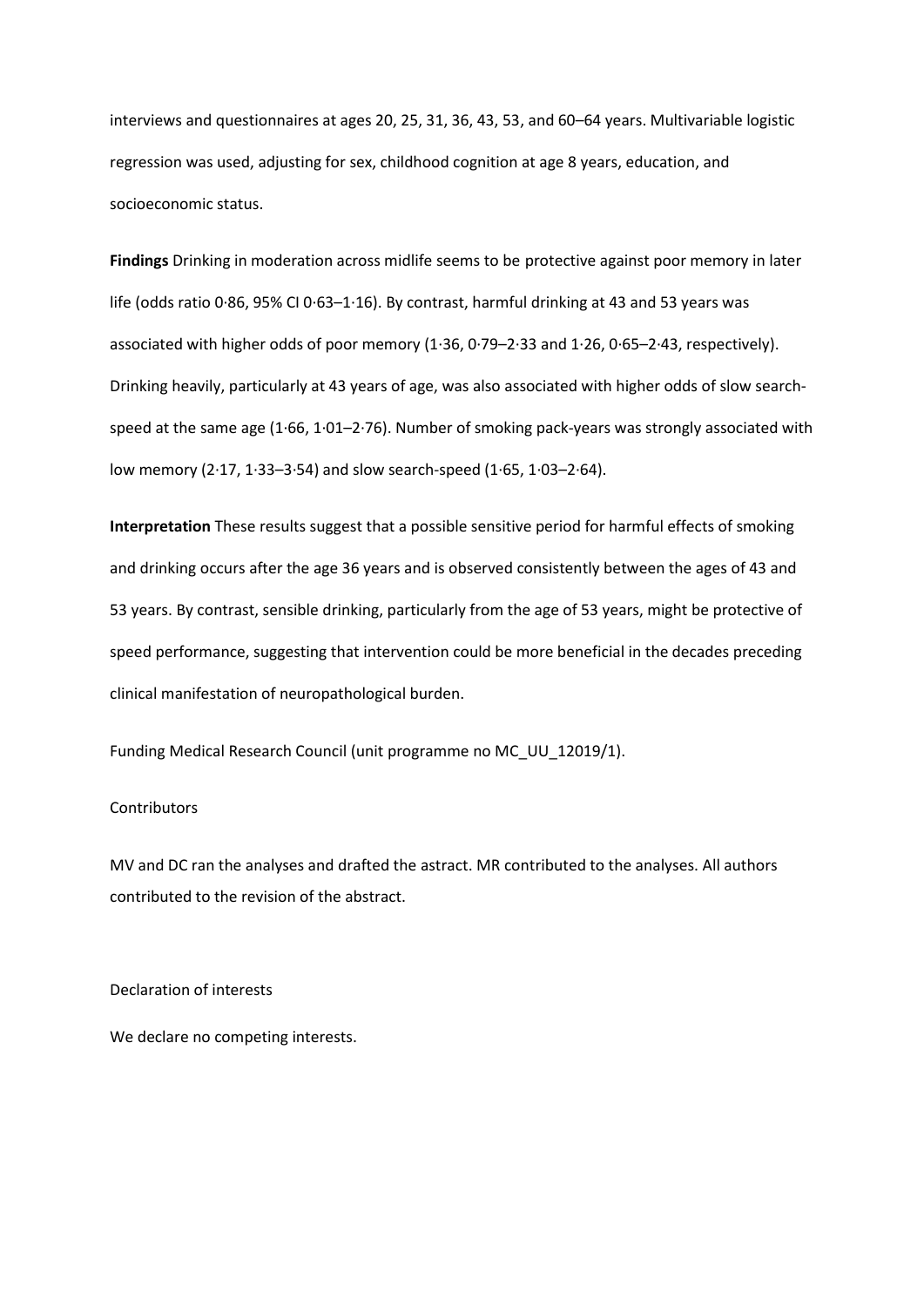interviews and questionnaires at ages 20, 25, 31, 36, 43, 53, and 60–64 years. Multivariable logistic regression was used, adjusting for sex, childhood cognition at age 8 years, education, and socioeconomic status.

**Findings** Drinking in moderation across midlife seems to be protective against poor memory in later life (odds ratio 0·86, 95% CI 0·63–1·16). By contrast, harmful drinking at 43 and 53 years was associated with higher odds of poor memory (1·36, 0·79–2·33 and 1·26, 0·65–2·43, respectively). Drinking heavily, particularly at 43 years of age, was also associated with higher odds of slow search-speed at the same age (1·66, 1·01–2·76). Number of smoking pack-years was strongly associated with low memory (2·17, 1·33–3·54) and slow search-speed (1·65, 1·03–2·64).

**Interpretation** These results suggest that a possible sensitive period for harmful effects of smoking and drinking occurs after the age 36 years and is observed consistently between the ages of 43 and 53 years. By contrast, sensible drinking, particularly from the age of 53 years, might be protective of speed performance, suggesting that intervention could be more beneficial in the decades preceding clinical manifestation of neuropathological burden.

Funding Medical Research Council (unit programme no MC_UU_12019/1).

Contributors

MV and DC ran the analyses and drafted the astract. MR contributed to the analyses. All authors contributed to the revision of the abstract.

Declaration of interests

We declare no competing interests.